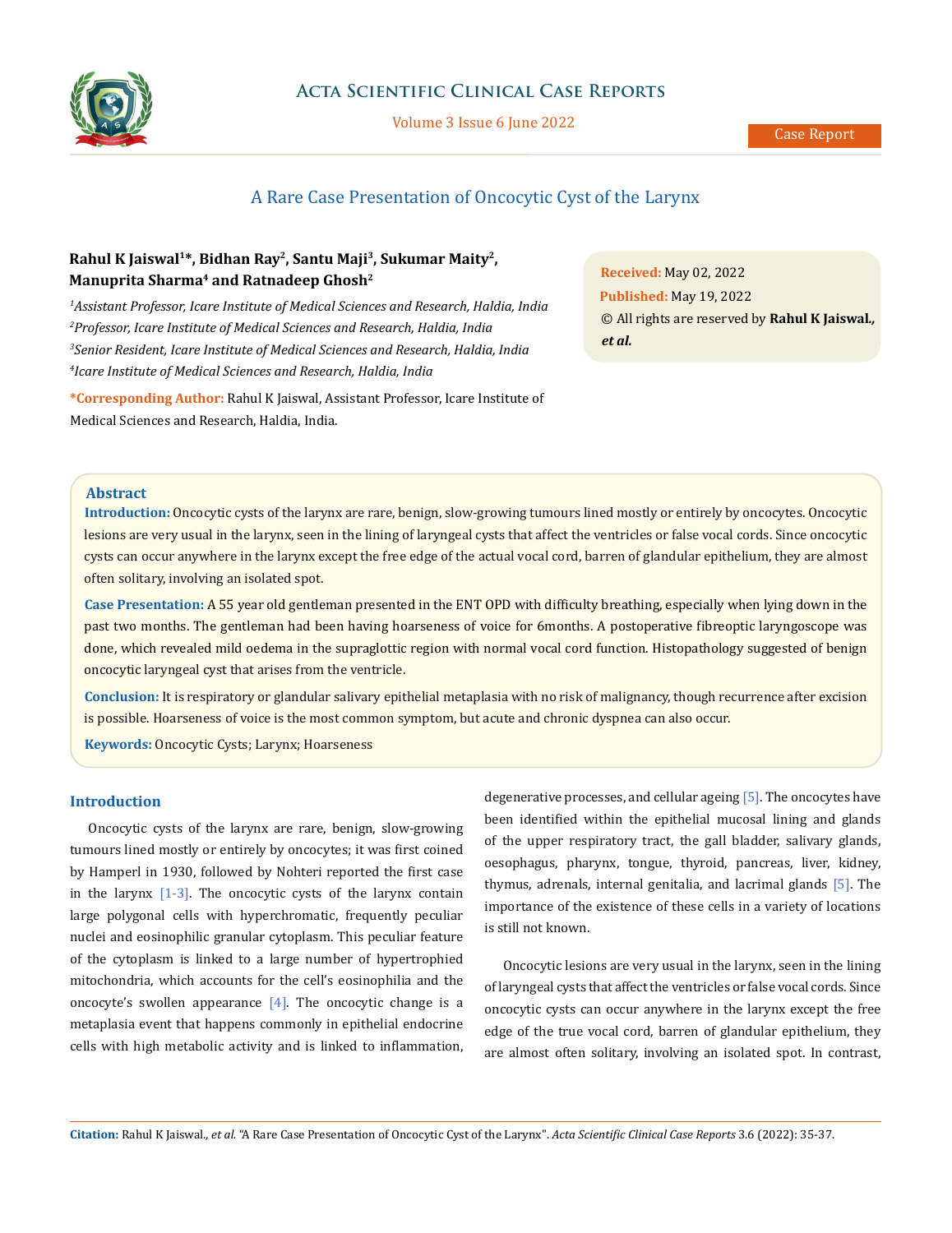Case Report

# A Rare Case Presentation of Oncocytic Cyst of the Larynx

**Rahul K Jaiswal[1]*, Bidhan Ray[2], Santu Maji[3], Sukumar Maity[2], Manuprita Sharma[4] and Ratnadeep Ghosh[2]**

*[1]Assistant Professor, Icare Institute of Medical Sciences and Research, Haldia, India*
*[2]Professor, Icare Institute of Medical Sciences and Research, Haldia, India*
*[3]Senior Resident, Icare Institute of Medical Sciences and Research, Haldia, India*
*[4]Icare Institute of Medical Sciences and Research, Haldia, India*

**\*Corresponding Author:** Rahul K Jaiswal, Assistant Professor, Icare Institute of Medical Sciences and Research, Haldia, India.

**Received:** May 02, 2022
**Published:** May 19, 2022
© All rights are reserved by **Rahul K Jaiswal., *et al.***

## Abstract

**Introduction:** Oncocytic cysts of the larynx are rare, benign, slow-growing tumours lined mostly or entirely by oncocytes. Oncocytic lesions are very usual in the larynx, seen in the lining of laryngeal cysts that affect the ventricles or false vocal cords. Since oncocytic cysts can occur anywhere in the larynx except the free edge of the actual vocal cord, barren of glandular epithelium, they are almost often solitary, involving an isolated spot.

**Case Presentation:** A 55 year old gentleman presented in the ENT OPD with difficulty breathing, especially when lying down in the past two months. The gentleman had been having hoarseness of voice for 6months. A postoperative fibreoptic laryngoscope was done, which revealed mild oedema in the supraglottic region with normal vocal cord function. Histopathology suggested of benign oncocytic laryngeal cyst that arises from the ventricle.

**Conclusion:** It is respiratory or glandular salivary epithelial metaplasia with no risk of malignancy, though recurrence after excision is possible. Hoarseness of voice is the most common symptom, but acute and chronic dyspnea can also occur.

**Keywords:** Oncocytic Cysts; Larynx; Hoarseness

## Introduction

Oncocytic cysts of the larynx are rare, benign, slow-growing tumours lined mostly or entirely by oncocytes; it was first coined by Hamperl in 1930, followed by Nohteri reported the first case in the larynx [1-3]. The oncocytic cysts of the larynx contain large polygonal cells with hyperchromatic, frequently peculiar nuclei and eosinophilic granular cytoplasm. This peculiar feature of the cytoplasm is linked to a large number of hypertrophied mitochondria, which accounts for the cell's eosinophilia and the oncocyte's swollen appearance [4]. The oncocytic change is a metaplasia event that happens commonly in epithelial endocrine cells with high metabolic activity and is linked to inflammation, degenerative processes, and cellular ageing [5]. The oncocytes have been identified within the epithelial mucosal lining and glands of the upper respiratory tract, the gall bladder, salivary glands, oesophagus, pharynx, tongue, thyroid, pancreas, liver, kidney, thymus, adrenals, internal genitalia, and lacrimal glands [5]. The importance of the existence of these cells in a variety of locations is still not known.

Oncocytic lesions are very usual in the larynx, seen in the lining of laryngeal cysts that affect the ventricles or false vocal cords. Since oncocytic cysts can occur anywhere in the larynx except the free edge of the true vocal cord, barren of glandular epithelium, they are almost often solitary, involving an isolated spot. In contrast,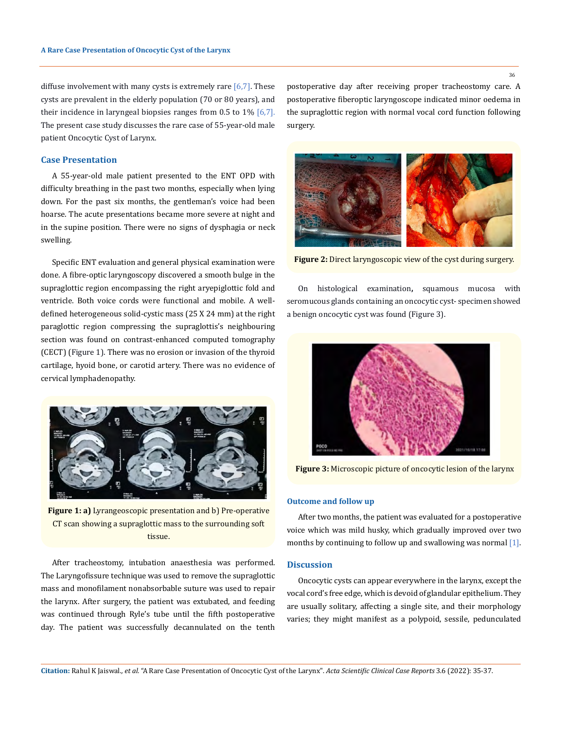diffuse involvement with many cysts is extremely rare [6,7]. These cysts are prevalent in the elderly population (70 or 80 years), and their incidence in laryngeal biopsies ranges from 0.5 to 1% [6,7]. The present case study discusses the rare case of 55-year-old male patient Oncocytic Cyst of Larynx.

## Case Presentation

A 55-year-old male patient presented to the ENT OPD with difficulty breathing in the past two months, especially when lying down. For the past six months, the gentleman's voice had been hoarse. The acute presentations became more severe at night and in the supine position. There were no signs of dysphagia or neck swelling.

Specific ENT evaluation and general physical examination were done. A fibre-optic laryngoscopy discovered a smooth bulge in the supraglottic region encompassing the right aryepiglottic fold and ventricle. Both voice cords were functional and mobile. A well-defined heterogeneous solid-cystic mass (25 X 24 mm) at the right paraglottic region compressing the supraglottis's neighbouring section was found on contrast-enhanced computed tomography (CECT) (Figure 1). There was no erosion or invasion of the thyroid cartilage, hyoid bone, or carotid artery. There was no evidence of cervical lymphadenopathy.

**Figure 1: a)** Lyrangeoscopic presentation and b) Pre-operative CT scan showing a supraglottic mass to the surrounding soft tissue.

After tracheostomy, intubation anaesthesia was performed. The Laryngofissure technique was used to remove the supraglottic mass and monofilament nonabsorbable suture was used to repair the larynx. After surgery, the patient was extubated, and feeding was continued through Ryle's tube until the fifth postoperative day. The patient was successfully decannulated on the tenth postoperative day after receiving proper tracheostomy care. A postoperative fiberoptic laryngoscope indicated minor oedema in the supraglottic region with normal vocal cord function following surgery.

**Figure 2:** Direct laryngoscopic view of the cyst during surgery.

On histological examination, squamous mucosa with seromucous glands containing an oncocytic cyst- specimen showed a benign oncocytic cyst was found (Figure 3).

**Figure 3:** Microscopic picture of oncocytic lesion of the larynx

### Outcome and follow up

After two months, the patient was evaluated for a postoperative voice which was mild husky, which gradually improved over two months by continuing to follow up and swallowing was normal [1].

## Discussion

Oncocytic cysts can appear everywhere in the larynx, except the vocal cord's free edge, which is devoid of glandular epithelium. They are usually solitary, affecting a single site, and their morphology varies; they might manifest as a polypoid, sessile, pedunculated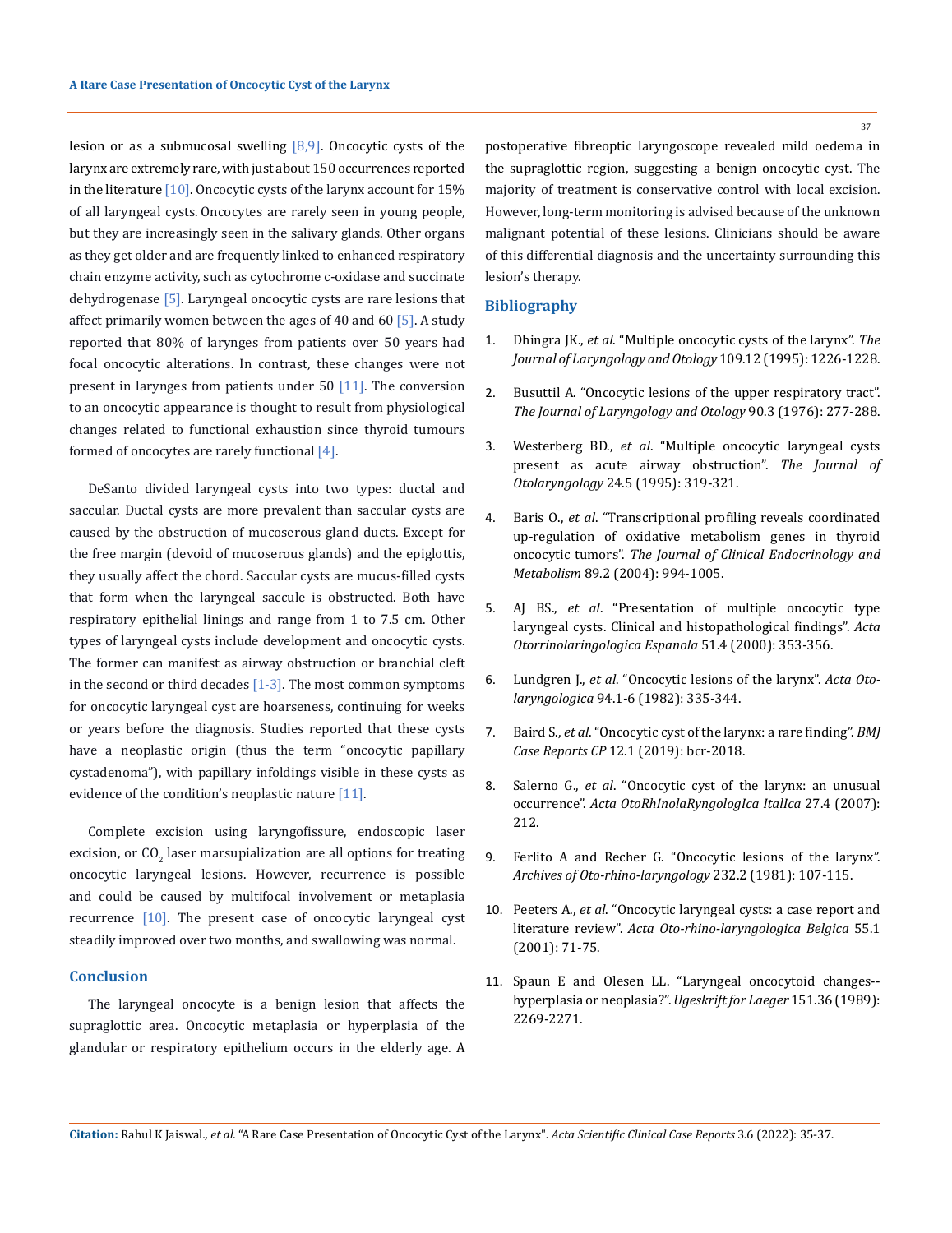lesion or as a submucosal swelling [8,9]. Oncocytic cysts of the larynx are extremely rare, with just about 150 occurrences reported in the literature [10]. Oncocytic cysts of the larynx account for 15% of all laryngeal cysts. Oncocytes are rarely seen in young people, but they are increasingly seen in the salivary glands. Other organs as they get older and are frequently linked to enhanced respiratory chain enzyme activity, such as cytochrome c-oxidase and succinate dehydrogenase [5]. Laryngeal oncocytic cysts are rare lesions that affect primarily women between the ages of 40 and 60 [5]. A study reported that 80% of larynges from patients over 50 years had focal oncocytic alterations. In contrast, these changes were not present in larynges from patients under 50 [11]. The conversion to an oncocytic appearance is thought to result from physiological changes related to functional exhaustion since thyroid tumours formed of oncocytes are rarely functional [4].

DeSanto divided laryngeal cysts into two types: ductal and saccular. Ductal cysts are more prevalent than saccular cysts are caused by the obstruction of mucoserous gland ducts. Except for the free margin (devoid of mucoserous glands) and the epiglottis, they usually affect the chord. Saccular cysts are mucus-filled cysts that form when the laryngeal saccule is obstructed. Both have respiratory epithelial linings and range from 1 to 7.5 cm. Other types of laryngeal cysts include development and oncocytic cysts. The former can manifest as airway obstruction or branchial cleft in the second or third decades [1-3]. The most common symptoms for oncocytic laryngeal cyst are hoarseness, continuing for weeks or years before the diagnosis. Studies reported that these cysts have a neoplastic origin (thus the term "oncocytic papillary cystadenoma"), with papillary infoldings visible in these cysts as evidence of the condition's neoplastic nature [11].

Complete excision using laryngofissure, endoscopic laser excision, or $CO_2$ laser marsupialization are all options for treating oncocytic laryngeal lesions. However, recurrence is possible and could be caused by multifocal involvement or metaplasia recurrence [10]. The present case of oncocytic laryngeal cyst steadily improved over two months, and swallowing was normal.

## Conclusion

The laryngeal oncocyte is a benign lesion that affects the supraglottic area. Oncocytic metaplasia or hyperplasia of the glandular or respiratory epithelium occurs in the elderly age. A postoperative fibreoptic laryngoscope revealed mild oedema in the supraglottic region, suggesting a benign oncocytic cyst. The majority of treatment is conservative control with local excision. However, long-term monitoring is advised because of the unknown malignant potential of these lesions. Clinicians should be aware of this differential diagnosis and the uncertainty surrounding this lesion's therapy.

## Bibliography

1. Dhingra JK., *et al*. "Multiple oncocytic cysts of the larynx". *The Journal of Laryngology and Otology* 109.12 (1995): 1226-1228.
2. Busuttil A. "Oncocytic lesions of the upper respiratory tract". *The Journal of Laryngology and Otology* 90.3 (1976): 277-288.
3. Westerberg BD., *et al*. "Multiple oncocytic laryngeal cysts present as acute airway obstruction". *The Journal of Otolaryngology* 24.5 (1995): 319-321.
4. Baris O., *et al*. "Transcriptional profiling reveals coordinated up-regulation of oxidative metabolism genes in thyroid oncocytic tumors". *The Journal of Clinical Endocrinology and Metabolism* 89.2 (2004): 994-1005.
5. AJ BS., *et al*. "Presentation of multiple oncocytic type laryngeal cysts. Clinical and histopathological findings". *Acta Otorrinolaringologica Espanola* 51.4 (2000): 353-356.
6. Lundgren J., *et al*. "Oncocytic lesions of the larynx". *Acta Oto-laryngologica* 94.1-6 (1982): 335-344.
7. Baird S., *et al*. "Oncocytic cyst of the larynx: a rare finding". *BMJ Case Reports CP* 12.1 (2019): bcr-2018.
8. Salerno G., *et al*. "Oncocytic cyst of the larynx: an unusual occurrence". *Acta OtoRhInolaRyngologIca ItalIca* 27.4 (2007): 212.
9. Ferlito A and Recher G. "Oncocytic lesions of the larynx". *Archives of Oto-rhino-laryngology* 232.2 (1981): 107-115.
10. Peeters A., *et al*. "Oncocytic laryngeal cysts: a case report and literature review". *Acta Oto-rhino-laryngologica Belgica* 55.1 (2001): 71-75.
11. Spaun E and Olesen LL. "Laryngeal oncocytoid changes--hyperplasia or neoplasia?". *Ugeskrift for Laeger* 151.36 (1989): 2269-2271.